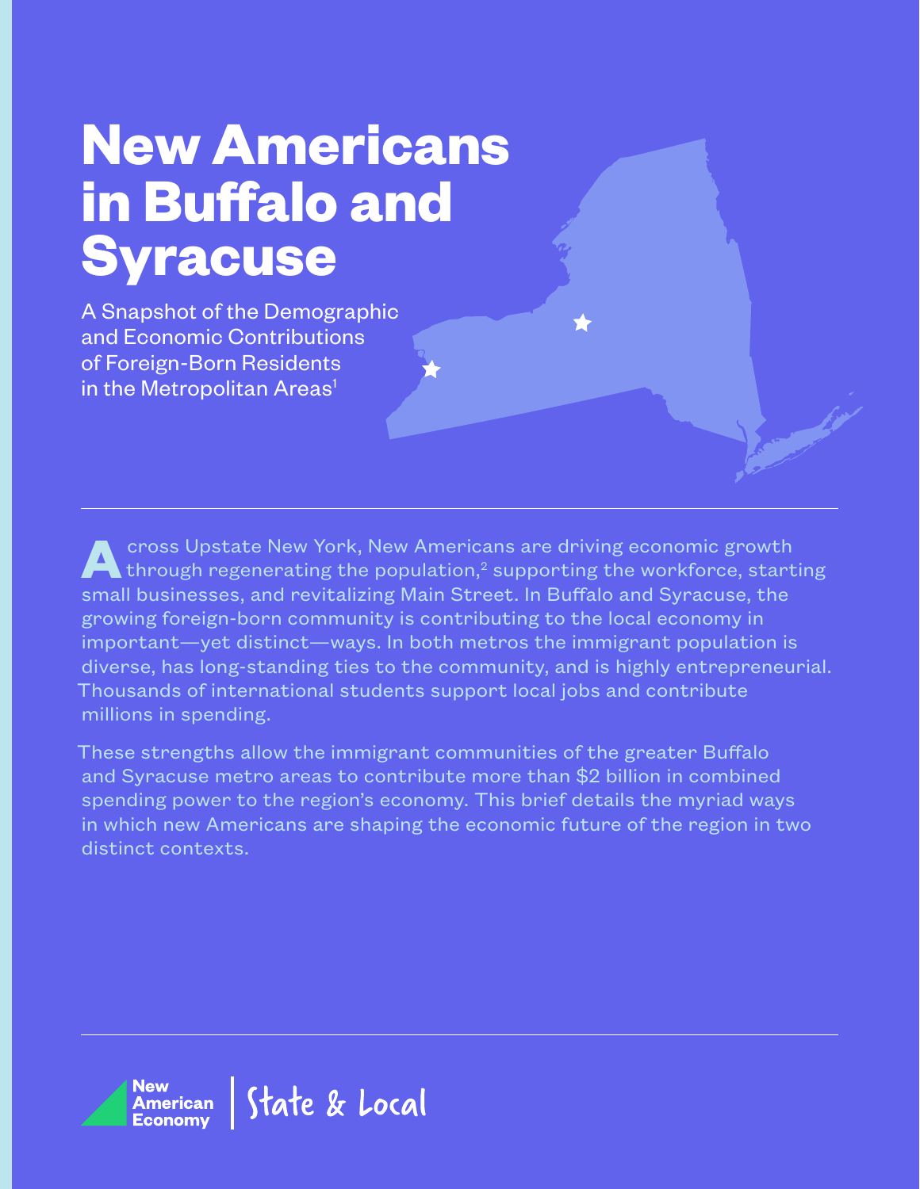# New Americans in Buffalo and Syracuse

A Snapshot of the Demographic and Economic Contributions of Foreign-Born Residents in the Metropolitan Areas[1]

Across Upstate New York, New Americans are driving economic growth through regenerating the population,[2] supporting the workforce, starting small businesses, and revitalizing Main Street. In Buffalo and Syracuse, the growing foreign-born community is contributing to the local economy in important—yet distinct—ways. In both metros the immigrant population is diverse, has long-standing ties to the community, and is highly entrepreneurial. Thousands of international students support local jobs and contribute millions in spending.

These strengths allow the immigrant communities of the greater Buffalo and Syracuse metro areas to contribute more than $2 billion in combined spending power to the region's economy. This brief details the myriad ways in which new Americans are shaping the economic future of the region in two distinct contexts.

New American Economy | State & Local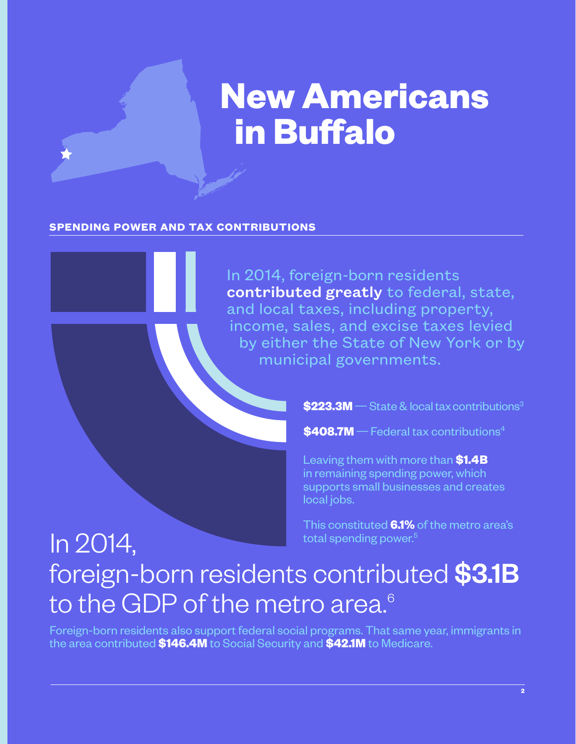# New Americans in Buffalo

## SPENDING POWER AND TAX CONTRIBUTIONS

In 2014, foreign-born residents **contributed greatly** to federal, state, and local taxes, including property, income, sales, and excise taxes levied by either the State of New York or by municipal governments.

**$223.3M** — State & local tax contributions[3]

**$408.7M** — Federal tax contributions[4]

Leaving them with more than **$1.4B** in remaining spending power, which supports small businesses and creates local jobs.

This constituted **6.1%** of the metro area's total spending power.[5]

In 2014, foreign-born residents contributed **$3.1B** to the GDP of the metro area.[6]

Foreign-born residents also support federal social programs. That same year, immigrants in the area contributed **$146.4M** to Social Security and **$42.1M** to Medicare.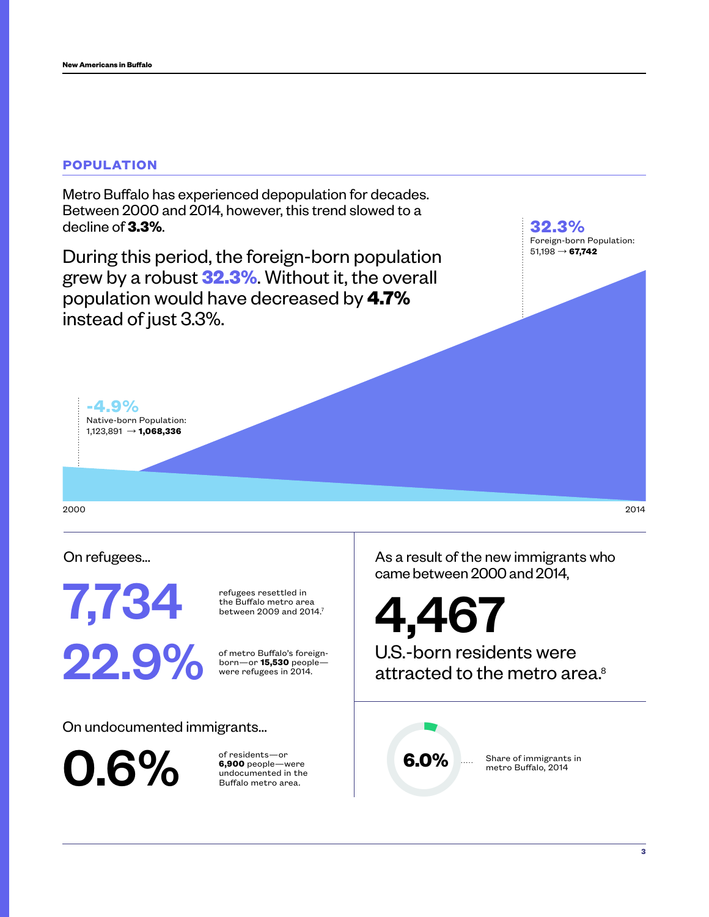## POPULATION

Metro Buffalo has experienced depopulation for decades. Between 2000 and 2014, however, this trend slowed to a decline of **3.3%**.

During this period, the foreign-born population grew by a robust **32.3%**. Without it, the overall population would have decreased by **4.7%** instead of just 3.3%.

**32.3%**
Foreign-born Population:
51,198 → **67,742**

**-4.9%**
Native-born Population:
1,123,891 → **1,068,336**

2000 2014

On refugees...

**7,734** refugees resettled in the Buffalo metro area between 2009 and 2014.[7]

**22.9%** of metro Buffalo's foreign-born—or **15,530** people—were refugees in 2014.

As a result of the new immigrants who came between 2000 and 2014,

**4,467** U.S.-born residents were attracted to the metro area.[8]

On undocumented immigrants...

**0.6%** of residents—or **6,900** people—were undocumented in the Buffalo metro area.

**6.0%** Share of immigrants in metro Buffalo, 2014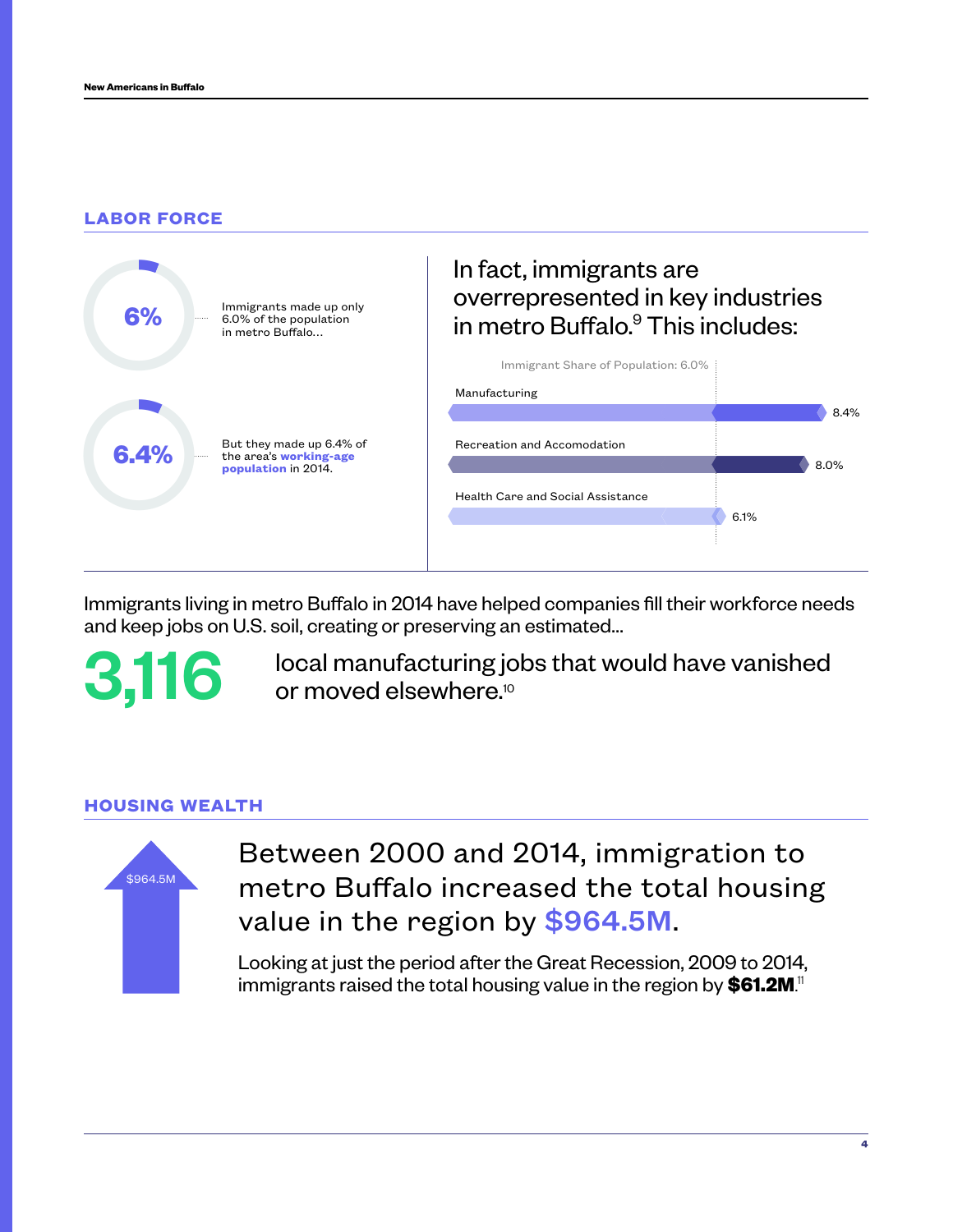## LABOR FORCE

**6%**

Immigrants made up only 6.0% of the population in metro Buffalo...

**6.4%**

But they made up 6.4% of the area's **working-age population** in 2014.

In fact, immigrants are overrepresented in key industries in metro Buffalo.[9] This includes:

Immigrant Share of Population: 6.0%

| Industry | Immigrant Share |
|---|---|
| Manufacturing | 8.4% |
| Recreation and Accomodation | 8.0% |
| Health Care and Social Assistance | 6.1% |

Immigrants living in metro Buffalo in 2014 have helped companies fill their workforce needs and keep jobs on U.S. soil, creating or preserving an estimated...

**3,116** local manufacturing jobs that would have vanished or moved elsewhere.[10]

## HOUSING WEALTH

$964.5M

Between 2000 and 2014, immigration to metro Buffalo increased the total housing value in the region by **$964.5M**.

Looking at just the period after the Great Recession, 2009 to 2014, immigrants raised the total housing value in the region by **$61.2M**.[11]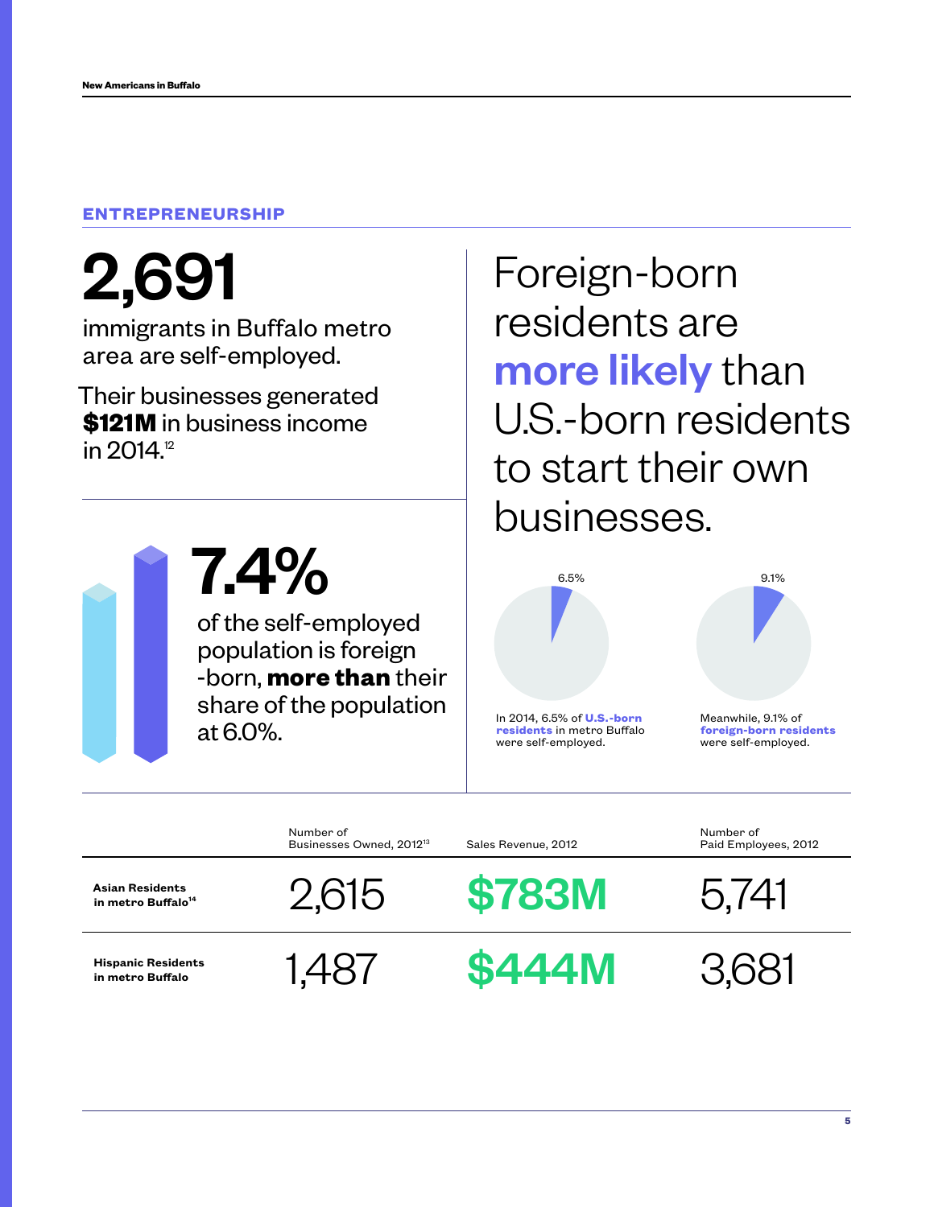## ENTREPRENEURSHIP

**2,691**

immigrants in Buffalo metro area are self-employed.

Their businesses generated **$121M** in business income in 2014.[12]

**7.4%**

of the self-employed population is foreign -born, **more than** their share of the population at 6.0%.

Foreign-born residents are **more likely** than U.S.-born residents to start their own businesses.

6.5%

In 2014, 6.5% of **U.S.-born residents** in metro Buffalo were self-employed.

9.1%

Meanwhile, 9.1% of **foreign-born residents** were self-employed.

| | Number of Businesses Owned, 2012[13] | Sales Revenue, 2012 | Number of Paid Employees, 2012 |
|---|---|---|---|
| **Asian Residents in metro Buffalo**[14] | 2,615 | $783M | 5,741 |
| **Hispanic Residents in metro Buffalo** | 1,487 | $444M | 3,681 |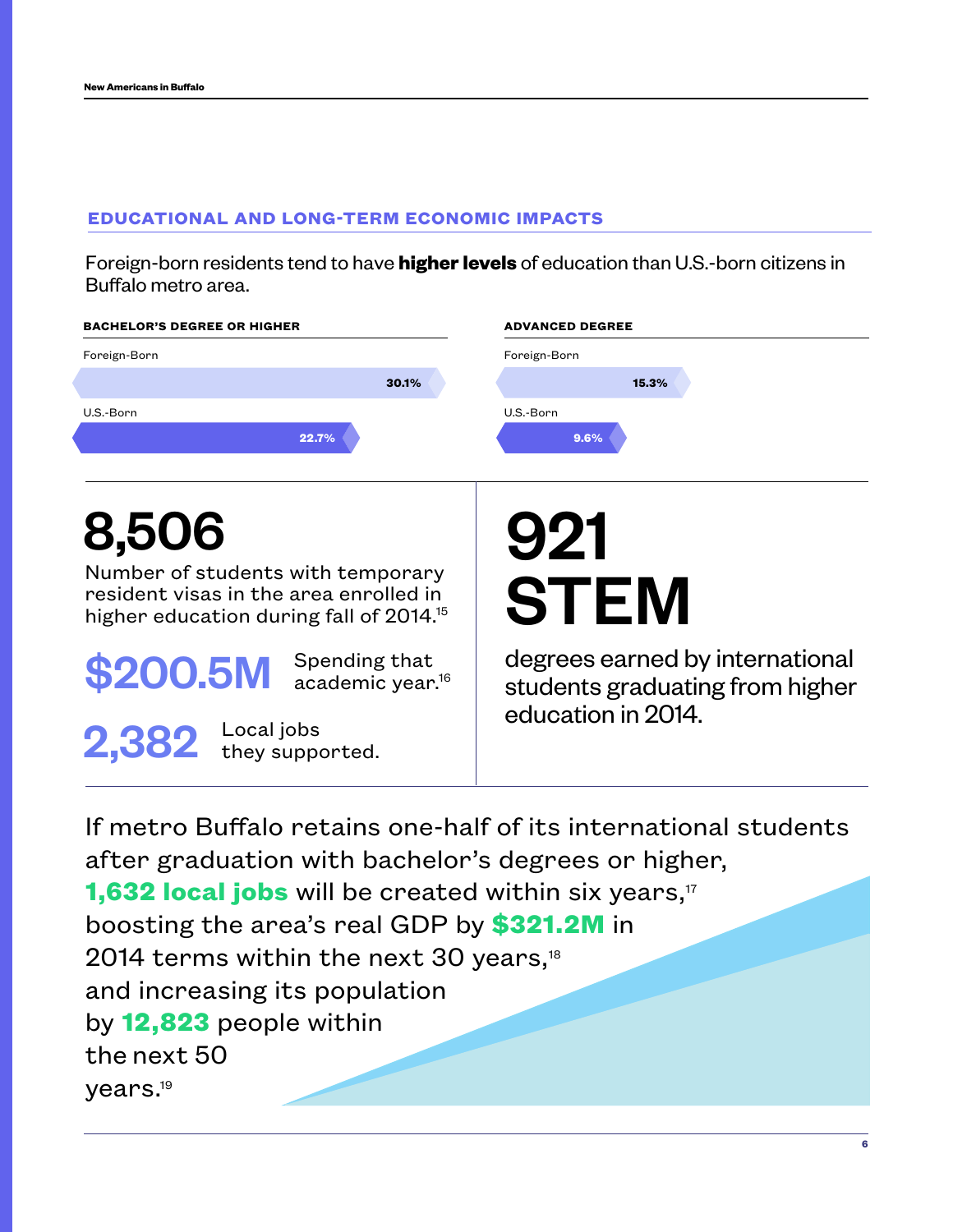## EDUCATIONAL AND LONG-TERM ECONOMIC IMPACTS

Foreign-born residents tend to have **higher levels** of education than U.S.-born citizens in Buffalo metro area.

**BACHELOR'S DEGREE OR HIGHER**

| | |
|---|---|
| Foreign-Born | 30.1% |
| U.S.-Born | 22.7% |

**ADVANCED DEGREE**

| | |
|---|---|
| Foreign-Born | 15.3% |
| U.S.-Born | 9.6% |

# 8,506

Number of students with temporary resident visas in the area enrolled in higher education during fall of 2014.[15]

**$200.5M** Spending that academic year.[16]

**2,382** Local jobs they supported.

# 921 STEM

degrees earned by international students graduating from higher education in 2014.

If metro Buffalo retains one-half of its international students after graduation with bachelor's degrees or higher, **1,632 local jobs** will be created within six years,[17] boosting the area's real GDP by **$321.2M** in 2014 terms within the next 30 years,[18] and increasing its population by **12,823** people within the next 50 years.[19]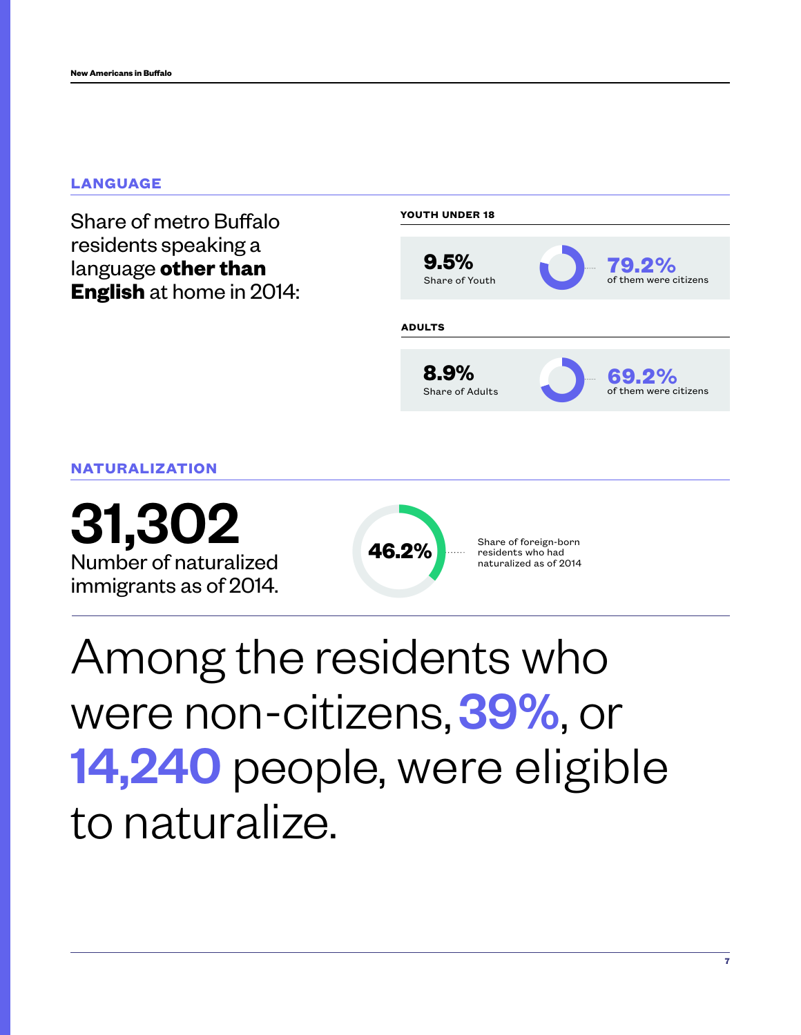## LANGUAGE

Share of metro Buffalo residents speaking a language **other than English** at home in 2014:

**YOUTH UNDER 18**

**9.5%**
Share of Youth

**79.2%**
of them were citizens

**ADULTS**

**8.9%**
Share of Adults

**69.2%**
of them were citizens

## NATURALIZATION

**31,302**
Number of naturalized immigrants as of 2014.

**46.2%**
Share of foreign-born residents who had naturalized as of 2014

Among the residents who were non-citizens, **39%**, or **14,240** people, were eligible to naturalize.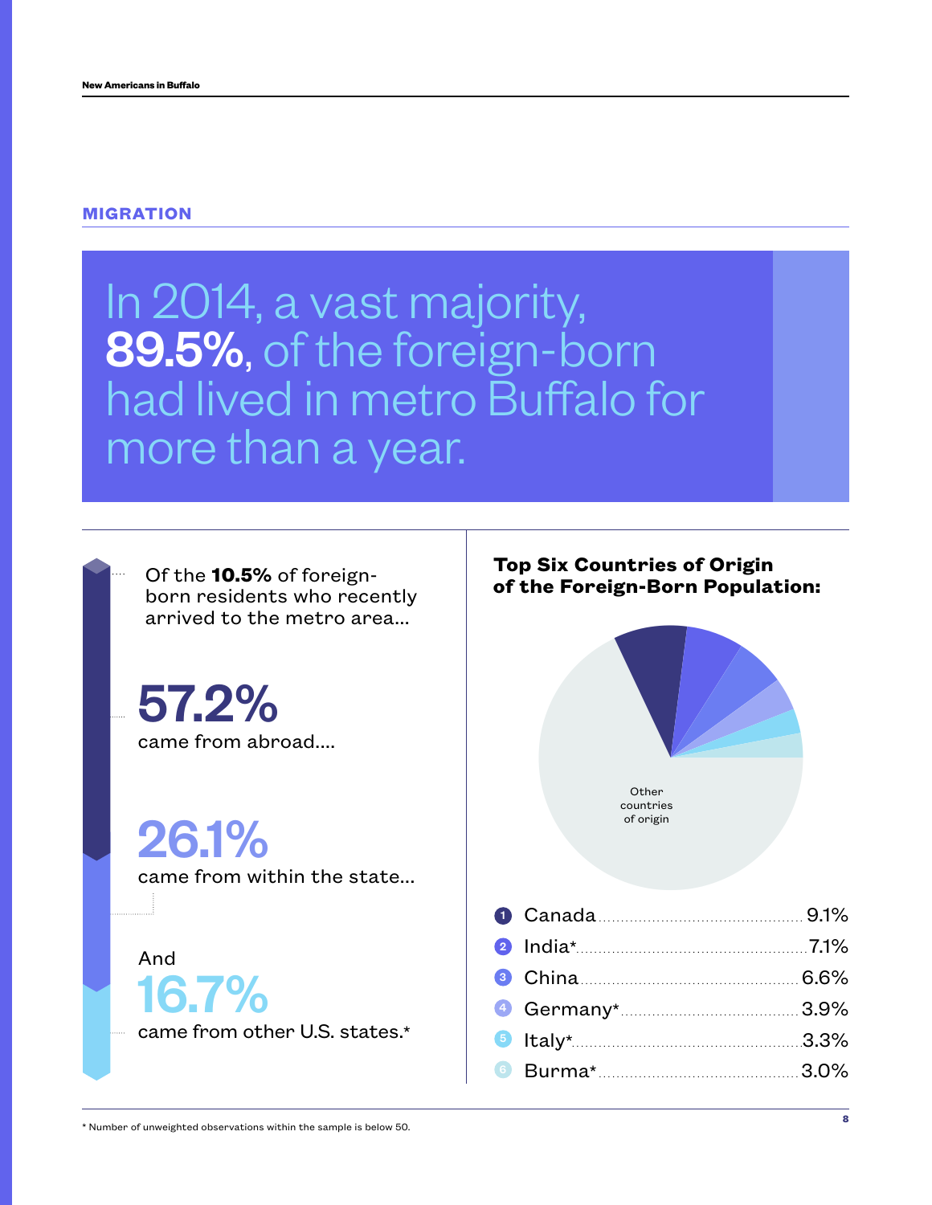## MIGRATION

In 2014, a vast majority, **89.5%**, of the foreign-born had lived in metro Buffalo for more than a year.

Of the **10.5%** of foreign-born residents who recently arrived to the metro area...

**57.2%**
came from abroad....

**26.1%**
came from within the state...

And
**16.7%**
came from other U.S. states.*

### Top Six Countries of Origin of the Foreign-Born Population:

Other countries of origin

1. Canada .......... 9.1%
2. India* .......... 7.1%
3. China .......... 6.6%
4. Germany* .......... 3.9%
5. Italy* .......... 3.3%
6. Burma* .......... 3.0%

* Number of unweighted observations within the sample is below 50.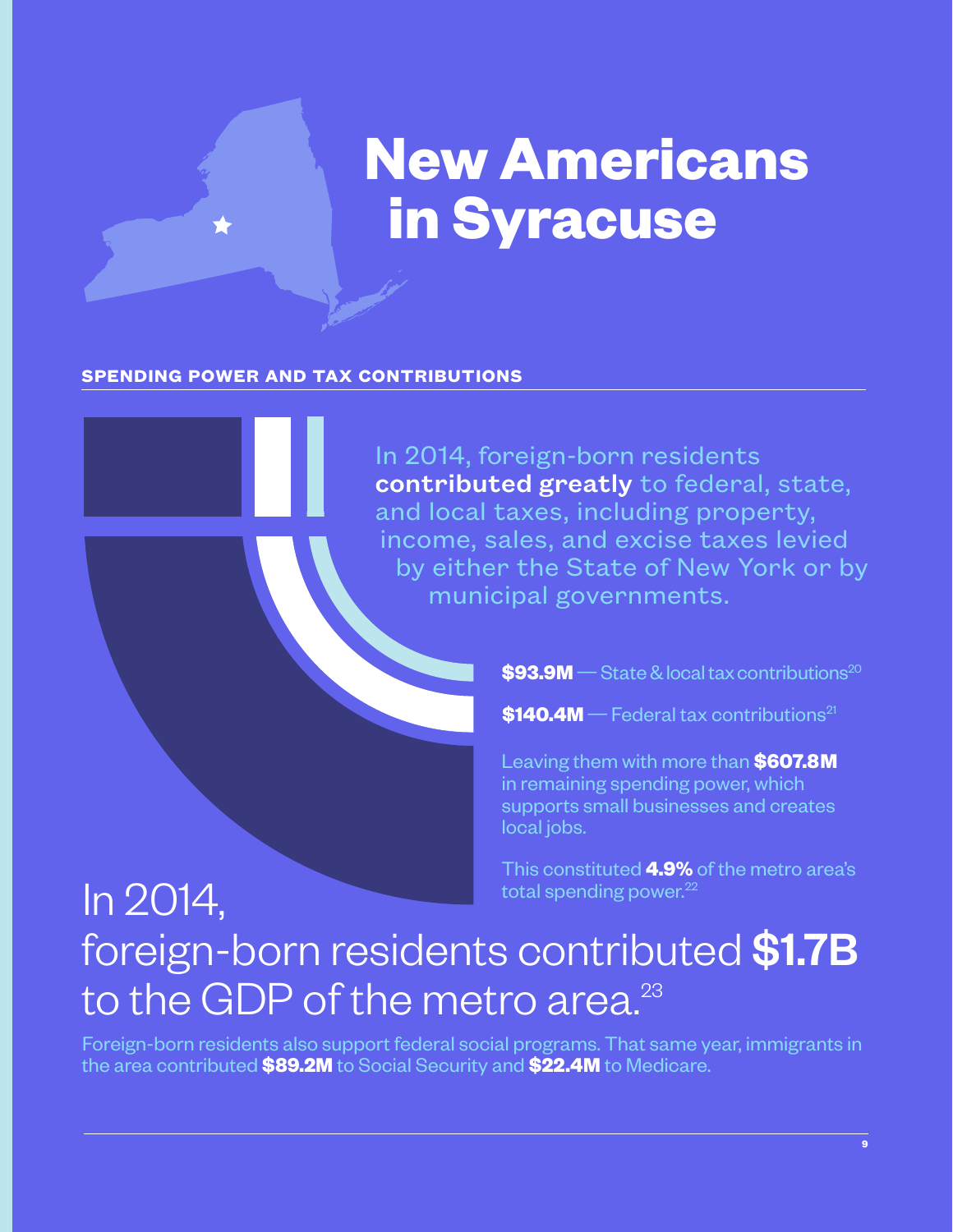# New Americans in Syracuse

## SPENDING POWER AND TAX CONTRIBUTIONS

In 2014, foreign-born residents **contributed greatly** to federal, state, and local taxes, including property, income, sales, and excise taxes levied by either the State of New York or by municipal governments.

**$93.9M** — State & local tax contributions[20]

**$140.4M** — Federal tax contributions[21]

Leaving them with more than **$607.8M** in remaining spending power, which supports small businesses and creates local jobs.

This constituted **4.9%** of the metro area's total spending power.[22]

In 2014, foreign-born residents contributed **$1.7B** to the GDP of the metro area.[23]

Foreign-born residents also support federal social programs. That same year, immigrants in the area contributed **$89.2M** to Social Security and **$22.4M** to Medicare.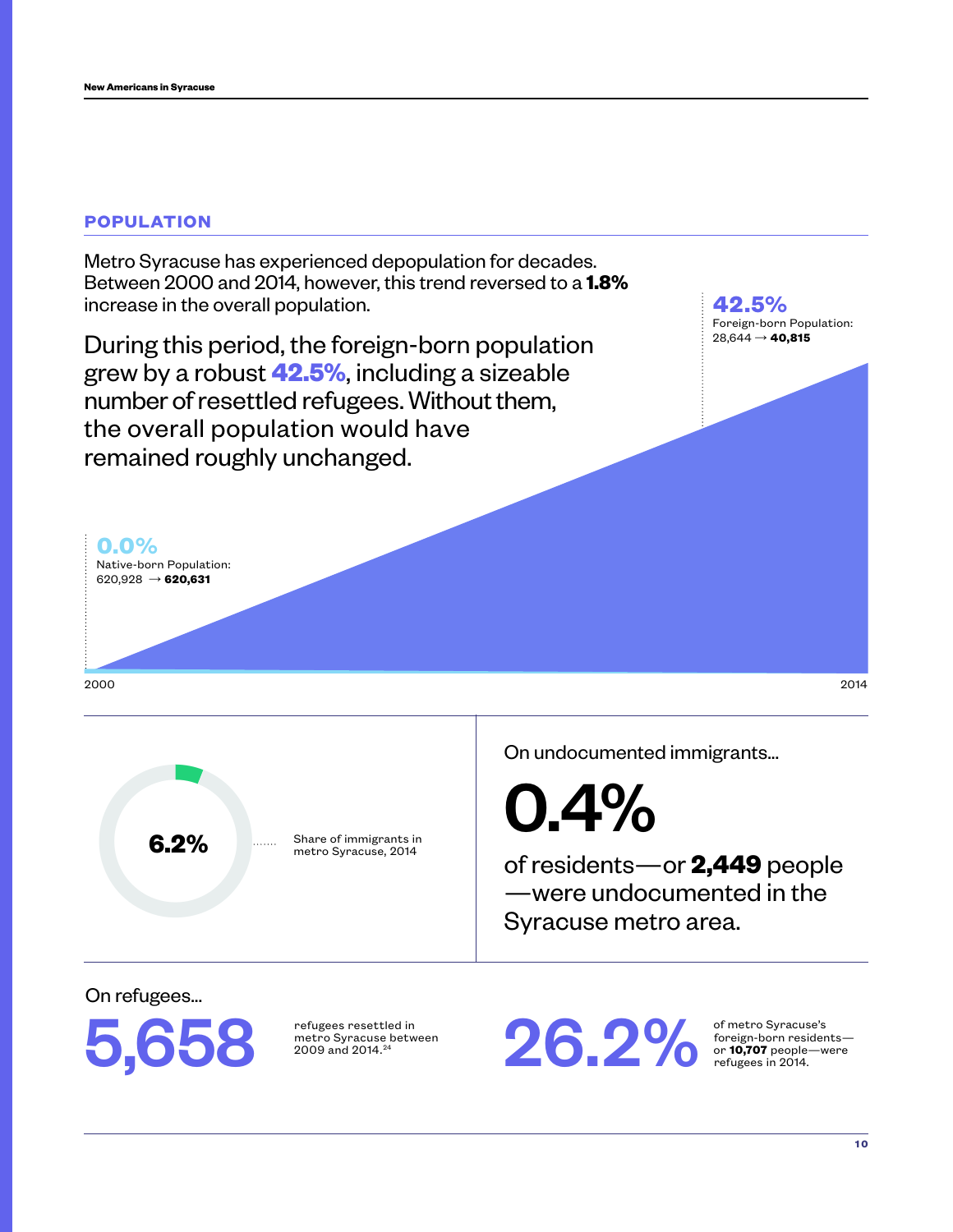## POPULATION

Metro Syracuse has experienced depopulation for decades. Between 2000 and 2014, however, this trend reversed to a **1.8%** increase in the overall population.

During this period, the foreign-born population grew by a robust **42.5%**, including a sizeable number of resettled refugees. Without them, the overall population would have remained roughly unchanged.

**42.5%**
Foreign-born Population:
28,644 → **40,815**

**0.0%**
Native-born Population:
620,928 → **620,631**

2000

2014

**6.2%**

Share of immigrants in metro Syracuse, 2014

On undocumented immigrants...

**0.4%**

of residents—or **2,449** people—were undocumented in the Syracuse metro area.

On refugees...

**5,658**

refugees resettled in metro Syracuse between 2009 and 2014.[24]

**26.2%**

of metro Syracuse's foreign-born residents—or **10,707** people—were refugees in 2014.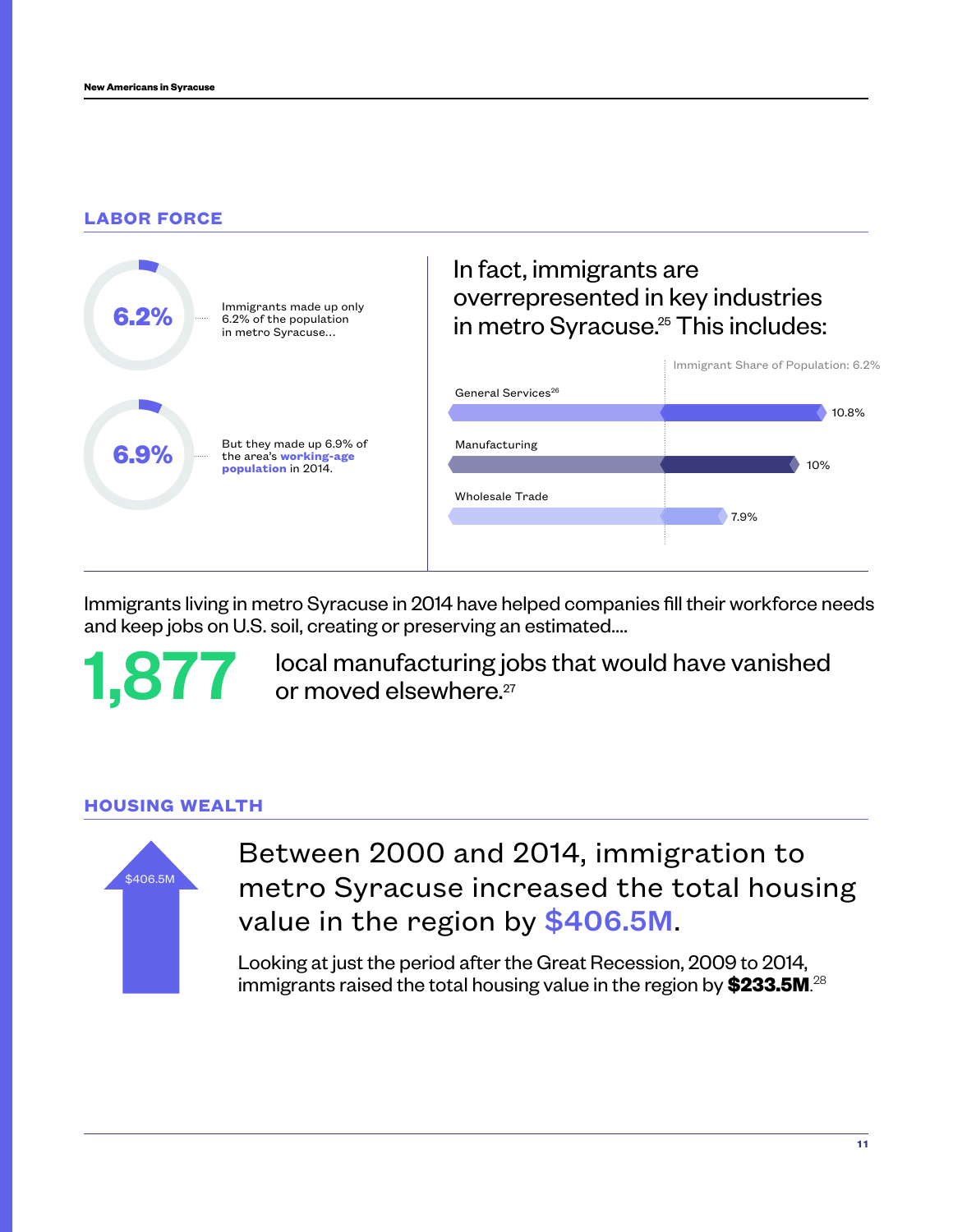## LABOR FORCE

**6.2%** Immigrants made up only 6.2% of the population in metro Syracuse...

**6.9%** But they made up 6.9% of the area's **working-age population** in 2014.

In fact, immigrants are overrepresented in key industries in metro Syracuse.[25] This includes:

Immigrant Share of Population: 6.2%

| Industry | Immigrant Share |
|---|---|
| General Services[26] | 10.8% |
| Manufacturing | 10% |
| Wholesale Trade | 7.9% |

Immigrants living in metro Syracuse in 2014 have helped companies fill their workforce needs and keep jobs on U.S. soil, creating or preserving an estimated....

**1,877** local manufacturing jobs that would have vanished or moved elsewhere.[27]

## HOUSING WEALTH

$406.5M

Between 2000 and 2014, immigration to metro Syracuse increased the total housing value in the region by **$406.5M**.

Looking at just the period after the Great Recession, 2009 to 2014, immigrants raised the total housing value in the region by **$233.5M**.[28]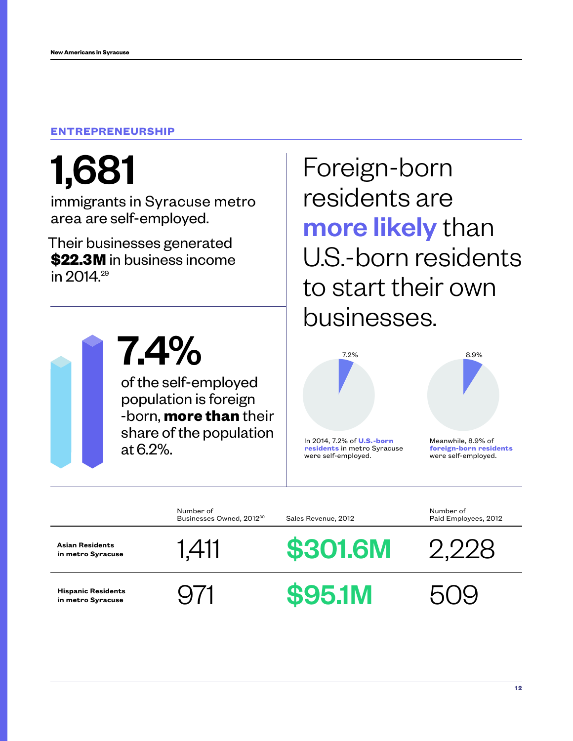## ENTREPRENEURSHIP

**1,681**

immigrants in Syracuse metro area are self-employed.

Their businesses generated **$22.3M** in business income in 2014.[29]

**7.4%**

of the self-employed population is foreign-born, **more than** their share of the population at 6.2%.

Foreign-born residents are **more likely** than U.S.-born residents to start their own businesses.

7.2%

In 2014, 7.2% of **U.S.-born residents** in metro Syracuse were self-employed.

8.9%

Meanwhile, 8.9% of **foreign-born residents** were self-employed.

| | Number of Businesses Owned, 2012[30] | Sales Revenue, 2012 | Number of Paid Employees, 2012 |
|---|---|---|---|
| **Asian Residents in metro Syracuse** | 1,411 | $301.6M | 2,228 |
| **Hispanic Residents in metro Syracuse** | 971 | $95.1M | 509 |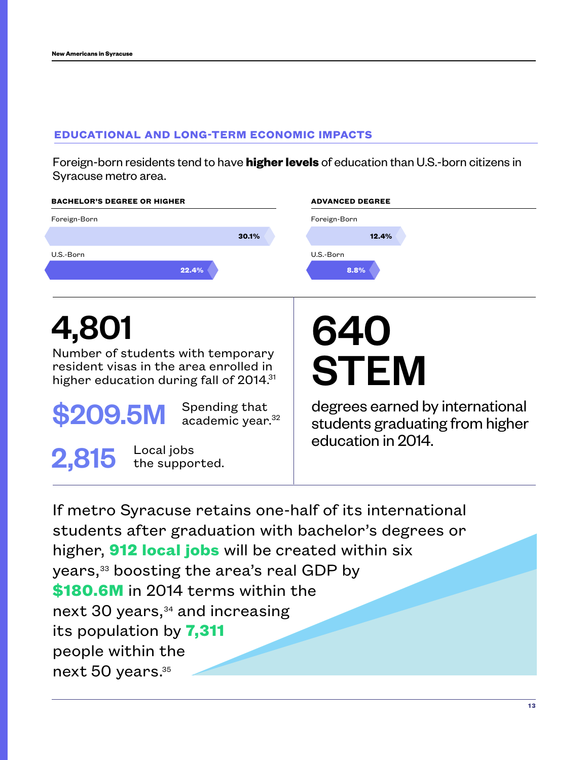## EDUCATIONAL AND LONG-TERM ECONOMIC IMPACTS

Foreign-born residents tend to have **higher levels** of education than U.S.-born citizens in Syracuse metro area.

**BACHELOR'S DEGREE OR HIGHER**

| | |
|---|---|
| Foreign-Born | 30.1% |
| U.S.-Born | 22.4% |

**ADVANCED DEGREE**

| | |
|---|---|
| Foreign-Born | 12.4% |
| U.S.-Born | 8.8% |

# 4,801

Number of students with temporary resident visas in the area enrolled in higher education during fall of 2014.[31]

**$209.5M** Spending that academic year.[32]

**2,815** Local jobs the supported.

# 640 STEM

degrees earned by international students graduating from higher education in 2014.

If metro Syracuse retains one-half of its international students after graduation with bachelor's degrees or higher, **912 local jobs** will be created within six years,[33] boosting the area's real GDP by **$180.6M** in 2014 terms within the next 30 years,[34] and increasing its population by **7,311** people within the next 50 years.[35]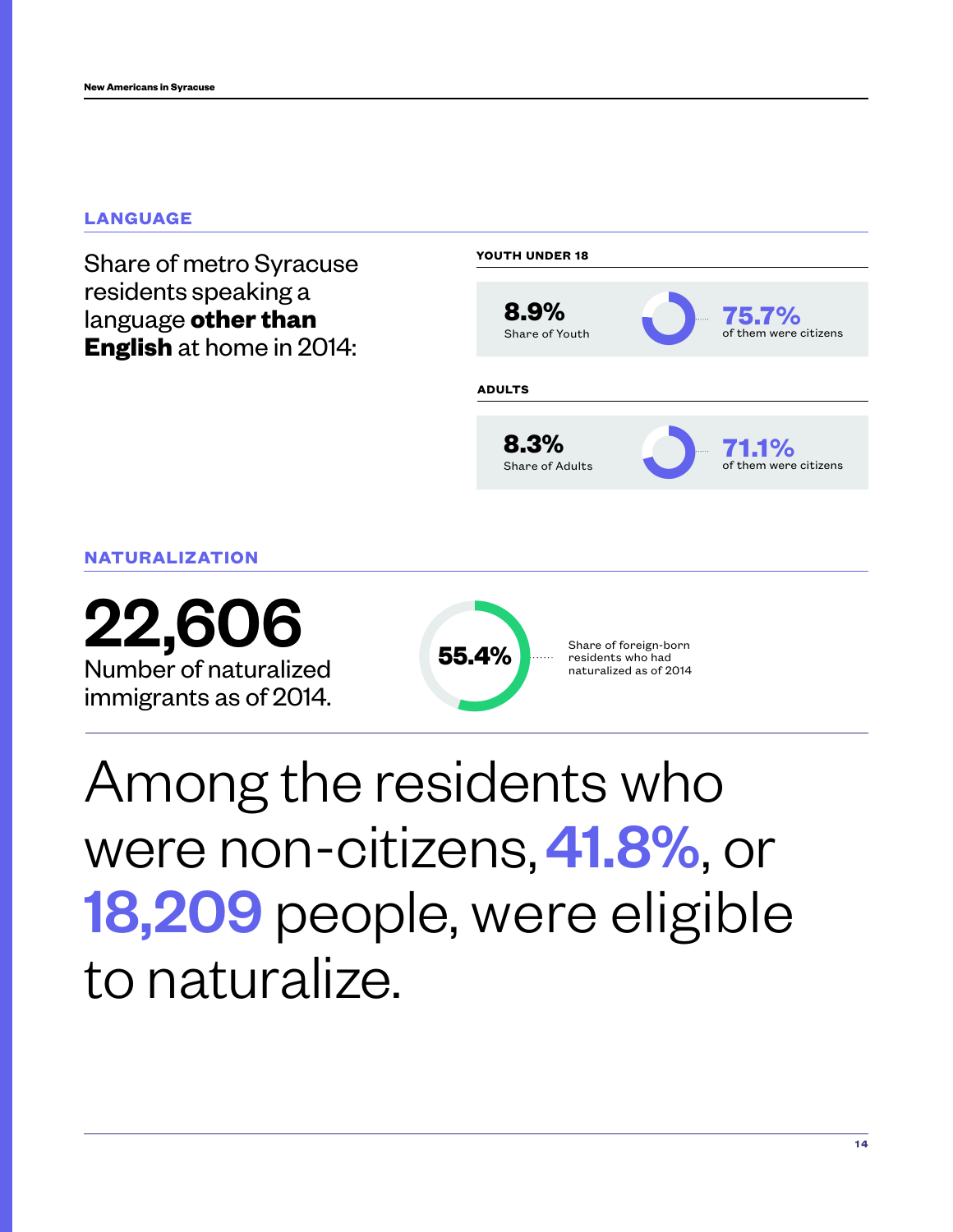## LANGUAGE

Share of metro Syracuse residents speaking a language **other than English** at home in 2014:

**YOUTH UNDER 18**

**8.9%**
Share of Youth

**75.7%**
of them were citizens

**ADULTS**

**8.3%**
Share of Adults

**71.1%**
of them were citizens

## NATURALIZATION

**22,606**
Number of naturalized immigrants as of 2014.

**55.4%**
Share of foreign-born residents who had naturalized as of 2014

Among the residents who were non-citizens, **41.8%**, or **18,209** people, were eligible to naturalize.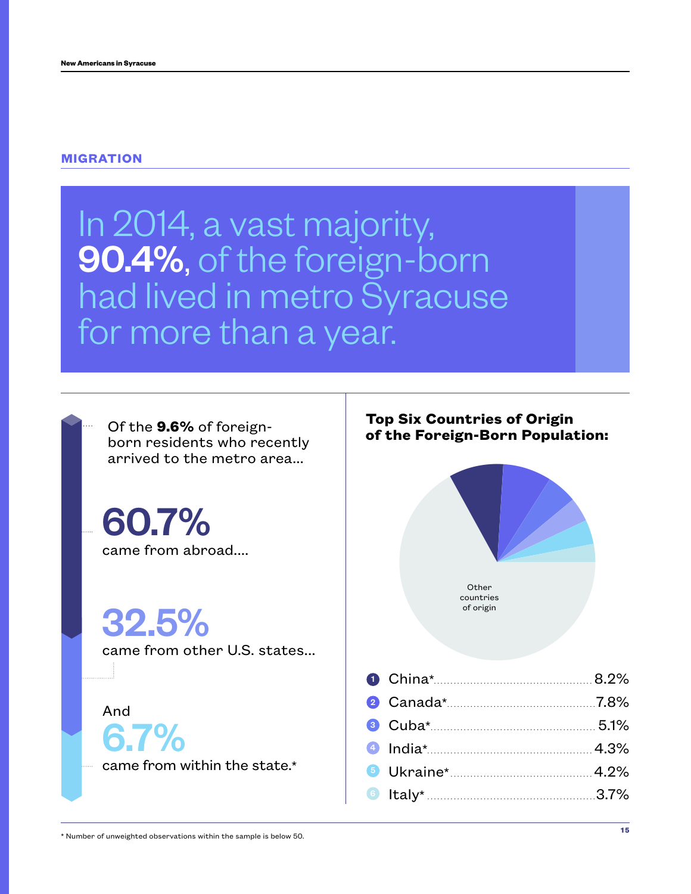## MIGRATION

# In 2014, a vast majority, **90.4%**, of the foreign-born had lived in metro Syracuse for more than a year.

Of the **9.6%** of foreign-born residents who recently arrived to the metro area...

**60.7%**
came from abroad....

**32.5%**
came from other U.S. states...

And
**6.7%**
came from within the state.*

### Top Six Countries of Origin of the Foreign-Born Population:

Other countries of origin

1. China* ... 8.2%
2. Canada* ... 7.8%
3. Cuba* ... 5.1%
4. India* ... 4.3%
5. Ukraine* ... 4.2%
6. Italy* ... 3.7%

* Number of unweighted observations within the sample is below 50.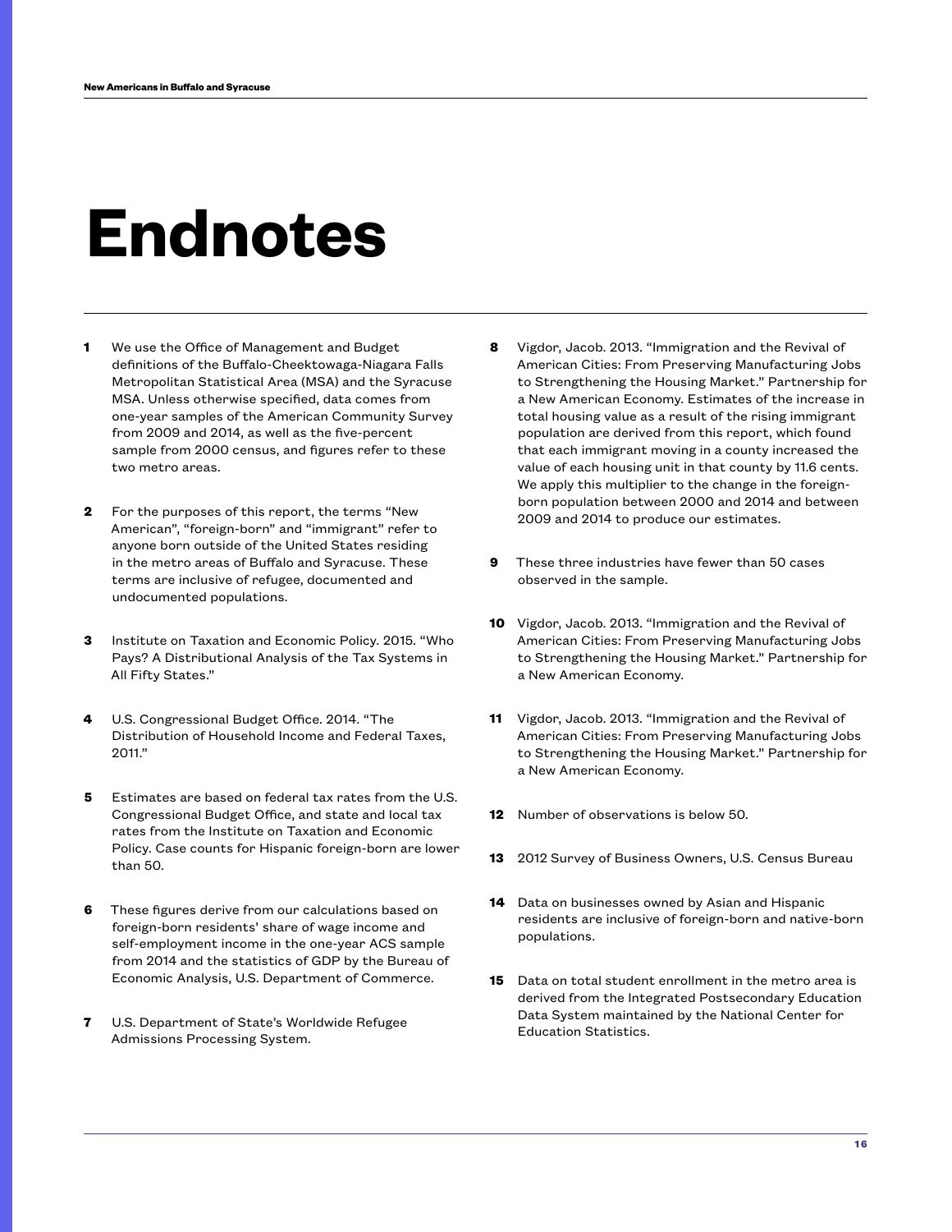# Endnotes

1. We use the Office of Management and Budget definitions of the Buffalo-Cheektowaga-Niagara Falls Metropolitan Statistical Area (MSA) and the Syracuse MSA. Unless otherwise specified, data comes from one-year samples of the American Community Survey from 2009 and 2014, as well as the five-percent sample from 2000 census, and figures refer to these two metro areas.

2. For the purposes of this report, the terms "New American", "foreign-born" and "immigrant" refer to anyone born outside of the United States residing in the metro areas of Buffalo and Syracuse. These terms are inclusive of refugee, documented and undocumented populations.

3. Institute on Taxation and Economic Policy. 2015. "Who Pays? A Distributional Analysis of the Tax Systems in All Fifty States."

4. U.S. Congressional Budget Office. 2014. "The Distribution of Household Income and Federal Taxes, 2011."

5. Estimates are based on federal tax rates from the U.S. Congressional Budget Office, and state and local tax rates from the Institute on Taxation and Economic Policy. Case counts for Hispanic foreign-born are lower than 50.

6. These figures derive from our calculations based on foreign-born residents' share of wage income and self-employment income in the one-year ACS sample from 2014 and the statistics of GDP by the Bureau of Economic Analysis, U.S. Department of Commerce.

7. U.S. Department of State's Worldwide Refugee Admissions Processing System.

8. Vigdor, Jacob. 2013. "Immigration and the Revival of American Cities: From Preserving Manufacturing Jobs to Strengthening the Housing Market." Partnership for a New American Economy. Estimates of the increase in total housing value as a result of the rising immigrant population are derived from this report, which found that each immigrant moving in a county increased the value of each housing unit in that county by 11.6 cents. We apply this multiplier to the change in the foreign-born population between 2000 and 2014 and between 2009 and 2014 to produce our estimates.

9. These three industries have fewer than 50 cases observed in the sample.

10. Vigdor, Jacob. 2013. "Immigration and the Revival of American Cities: From Preserving Manufacturing Jobs to Strengthening the Housing Market." Partnership for a New American Economy.

11. Vigdor, Jacob. 2013. "Immigration and the Revival of American Cities: From Preserving Manufacturing Jobs to Strengthening the Housing Market." Partnership for a New American Economy.

12. Number of observations is below 50.

13. 2012 Survey of Business Owners, U.S. Census Bureau

14. Data on businesses owned by Asian and Hispanic residents are inclusive of foreign-born and native-born populations.

15. Data on total student enrollment in the metro area is derived from the Integrated Postsecondary Education Data System maintained by the National Center for Education Statistics.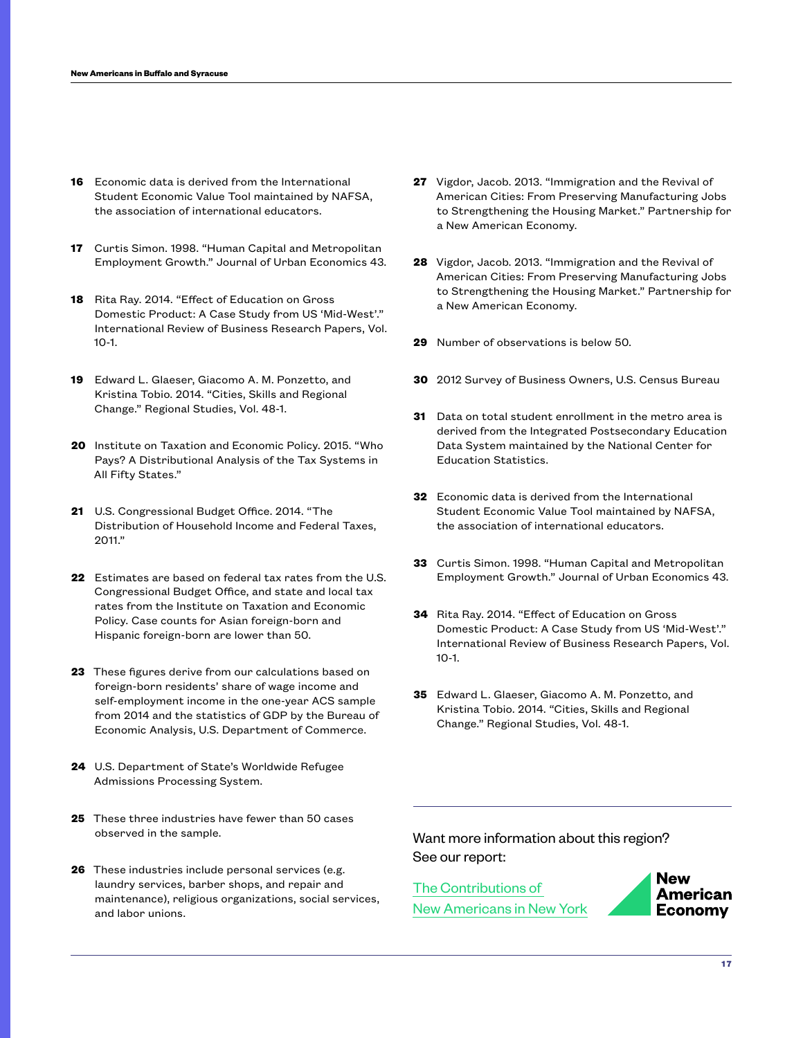**16** Economic data is derived from the International Student Economic Value Tool maintained by NAFSA, the association of international educators.

**17** Curtis Simon. 1998. "Human Capital and Metropolitan Employment Growth." Journal of Urban Economics 43.

**18** Rita Ray. 2014. "Effect of Education on Gross Domestic Product: A Case Study from US 'Mid-West'." International Review of Business Research Papers, Vol. 10-1.

**19** Edward L. Glaeser, Giacomo A. M. Ponzetto, and Kristina Tobio. 2014. "Cities, Skills and Regional Change." Regional Studies, Vol. 48-1.

**20** Institute on Taxation and Economic Policy. 2015. "Who Pays? A Distributional Analysis of the Tax Systems in All Fifty States."

**21** U.S. Congressional Budget Office. 2014. "The Distribution of Household Income and Federal Taxes, 2011."

**22** Estimates are based on federal tax rates from the U.S. Congressional Budget Office, and state and local tax rates from the Institute on Taxation and Economic Policy. Case counts for Asian foreign-born and Hispanic foreign-born are lower than 50.

**23** These figures derive from our calculations based on foreign-born residents' share of wage income and self-employment income in the one-year ACS sample from 2014 and the statistics of GDP by the Bureau of Economic Analysis, U.S. Department of Commerce.

**24** U.S. Department of State's Worldwide Refugee Admissions Processing System.

**25** These three industries have fewer than 50 cases observed in the sample.

**26** These industries include personal services (e.g. laundry services, barber shops, and repair and maintenance), religious organizations, social services, and labor unions.

**27** Vigdor, Jacob. 2013. "Immigration and the Revival of American Cities: From Preserving Manufacturing Jobs to Strengthening the Housing Market." Partnership for a New American Economy.

**28** Vigdor, Jacob. 2013. "Immigration and the Revival of American Cities: From Preserving Manufacturing Jobs to Strengthening the Housing Market." Partnership for a New American Economy.

**29** Number of observations is below 50.

**30** 2012 Survey of Business Owners, U.S. Census Bureau

**31** Data on total student enrollment in the metro area is derived from the Integrated Postsecondary Education Data System maintained by the National Center for Education Statistics.

**32** Economic data is derived from the International Student Economic Value Tool maintained by NAFSA, the association of international educators.

**33** Curtis Simon. 1998. "Human Capital and Metropolitan Employment Growth." Journal of Urban Economics 43.

**34** Rita Ray. 2014. "Effect of Education on Gross Domestic Product: A Case Study from US 'Mid-West'." International Review of Business Research Papers, Vol. 10-1.

**35** Edward L. Glaeser, Giacomo A. M. Ponzetto, and Kristina Tobio. 2014. "Cities, Skills and Regional Change." Regional Studies, Vol. 48-1.

Want more information about this region? See our report:

The Contributions of New Americans in New York

New American Economy